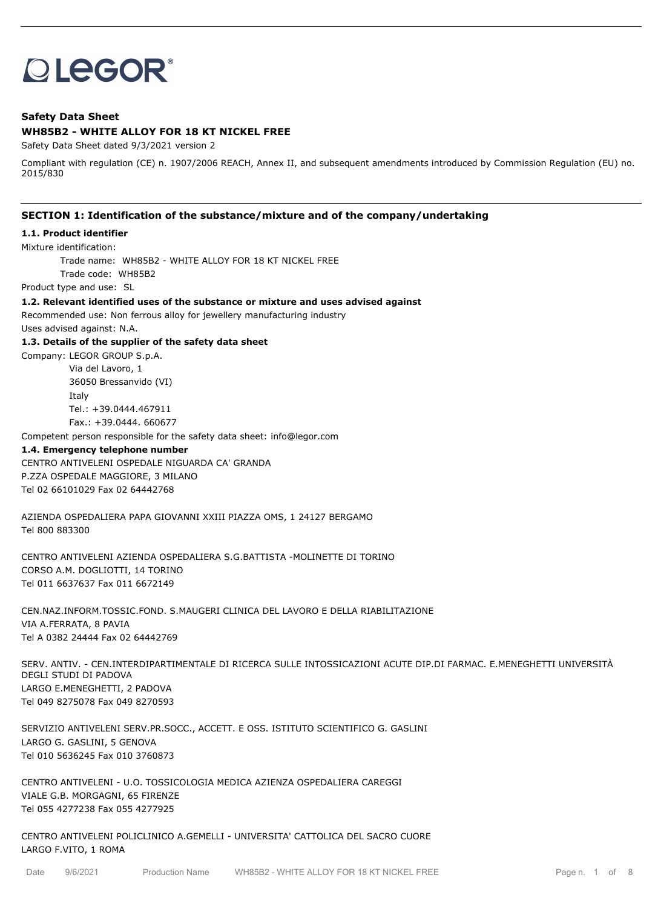LEGOR®

**Safety Data Sheet**

**WH85B2 - WHITE ALLOY FOR 18 KT NICKEL FREE**

Safety Data Sheet dated 9/3/2021 version 2

Compliant with regulation (CE) n. 1907/2006 REACH, Annex II, and subsequent amendments introduced by Commission Regulation (EU) no. 2015/830

## SECTION 1: Identification of the substance/mixture and of the company/undertaking

### 1.1. Product identifier

Mixture identification:

Trade name: WH85B2 - WHITE ALLOY FOR 18 KT NICKEL FREE

Trade code: WH85B2

Product type and use: SL

### 1.2. Relevant identified uses of the substance or mixture and uses advised against

Recommended use: Non ferrous alloy for jewellery manufacturing industry

Uses advised against: N.A.

### 1.3. Details of the supplier of the safety data sheet

Company: LEGOR GROUP S.p.A.

Via del Lavoro, 1

36050 Bressanvido (VI)

Italy

Tel.: +39.0444.467911

Fax.: +39.0444. 660677

Competent person responsible for the safety data sheet: info@legor.com

### 1.4. Emergency telephone number

CENTRO ANTIVELENI OSPEDALE NIGUARDA CA' GRANDA
P.ZZA OSPEDALE MAGGIORE, 3 MILANO
Tel 02 66101029 Fax 02 64442768

AZIENDA OSPEDALIERA PAPA GIOVANNI XXIII PIAZZA OMS, 1 24127 BERGAMO
Tel 800 883300

CENTRO ANTIVELENI AZIENDA OSPEDALIERA S.G.BATTISTA -MOLINETTE DI TORINO
CORSO A.M. DOGLIOTTI, 14 TORINO
Tel 011 6637637 Fax 011 6672149

CEN.NAZ.INFORM.TOSSIC.FOND. S.MAUGERI CLINICA DEL LAVORO E DELLA RIABILITAZIONE
VIA A.FERRATA, 8 PAVIA
Tel A 0382 24444 Fax 02 64442769

SERV. ANTIV. - CEN.INTERDIPARTIMENTALE DI RICERCA SULLE INTOSSICAZIONI ACUTE DIP.DI FARMAC. E.MENEGHETTI UNIVERSITÀ DEGLI STUDI DI PADOVA
LARGO E.MENEGHETTI, 2 PADOVA
Tel 049 8275078 Fax 049 8270593

SERVIZIO ANTIVELENI SERV.PR.SOCC., ACCETT. E OSS. ISTITUTO SCIENTIFICO G. GASLINI
LARGO G. GASLINI, 5 GENOVA
Tel 010 5636245 Fax 010 3760873

CENTRO ANTIVELENI - U.O. TOSSICOLOGIA MEDICA AZIENZA OSPEDALIERA CAREGGI
VIALE G.B. MORGAGNI, 65 FIRENZE
Tel 055 4277238 Fax 055 4277925

CENTRO ANTIVELENI POLICLINICO A.GEMELLI - UNIVERSITA' CATTOLICA DEL SACRO CUORE
LARGO F.VITO, 1 ROMA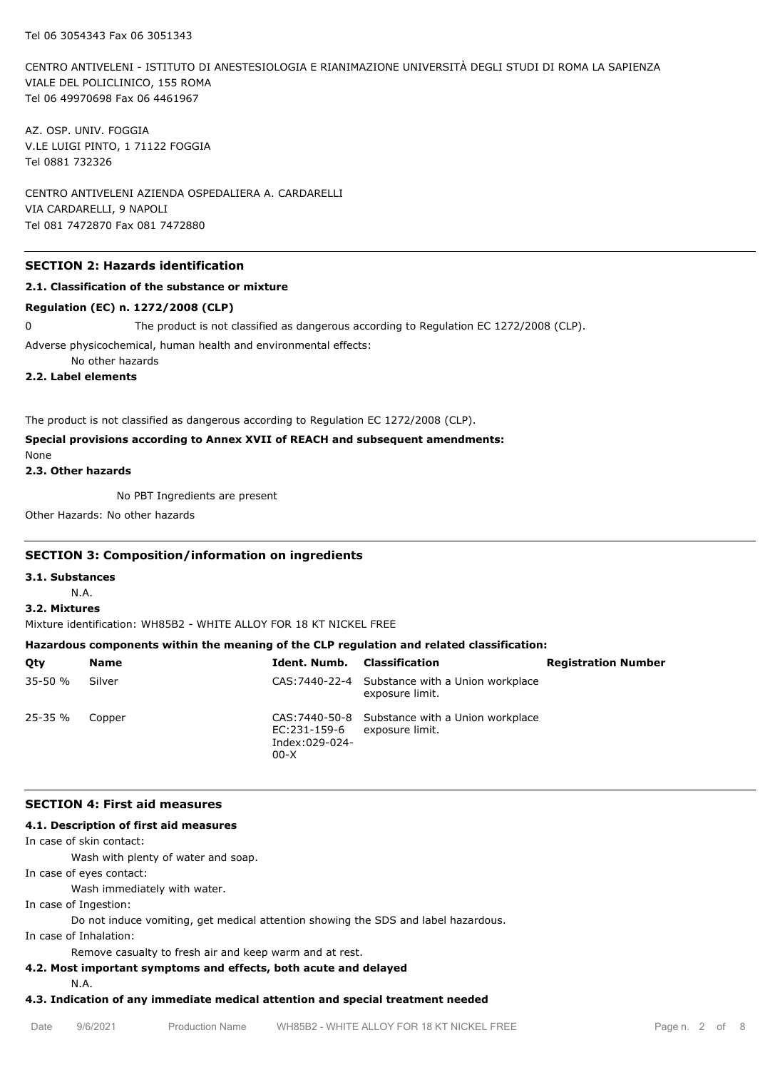Tel 06 3054343 Fax 06 3051343

CENTRO ANTIVELENI - ISTITUTO DI ANESTESIOLOGIA E RIANIMAZIONE UNIVERSITÀ DEGLI STUDI DI ROMA LA SAPIENZA
VIALE DEL POLICLINICO, 155 ROMA
Tel 06 49970698 Fax 06 4461967

AZ. OSP. UNIV. FOGGIA
V.LE LUIGI PINTO, 1 71122 FOGGIA
Tel 0881 732326

CENTRO ANTIVELENI AZIENDA OSPEDALIERA A. CARDARELLI
VIA CARDARELLI, 9 NAPOLI
Tel 081 7472870 Fax 081 7472880

## SECTION 2: Hazards identification

### 2.1. Classification of the substance or mixture

**Regulation (EC) n. 1272/2008 (CLP)**

0 The product is not classified as dangerous according to Regulation EC 1272/2008 (CLP).

Adverse physicochemical, human health and environmental effects:

No other hazards

### 2.2. Label elements

The product is not classified as dangerous according to Regulation EC 1272/2008 (CLP).

**Special provisions according to Annex XVII of REACH and subsequent amendments:**

None

### 2.3. Other hazards

No PBT Ingredients are present

Other Hazards: No other hazards

## SECTION 3: Composition/information on ingredients

### 3.1. Substances

N.A.

### 3.2. Mixtures

Mixture identification: WH85B2 - WHITE ALLOY FOR 18 KT NICKEL FREE

**Hazardous components within the meaning of the CLP regulation and related classification:**

| Qty | Name | Ident. Numb. | Classification | Registration Number |
|---|---|---|---|---|
| 35-50 % | Silver | CAS:7440-22-4 | Substance with a Union workplace exposure limit. | |
| 25-35 % | Copper | CAS:7440-50-8 EC:231-159-6 Index:029-024-00-X | Substance with a Union workplace exposure limit. | |

## SECTION 4: First aid measures

### 4.1. Description of first aid measures

In case of skin contact:

Wash with plenty of water and soap.

In case of eyes contact:

Wash immediately with water.

In case of Ingestion:

Do not induce vomiting, get medical attention showing the SDS and label hazardous.

In case of Inhalation:

Remove casualty to fresh air and keep warm and at rest.

### 4.2. Most important symptoms and effects, both acute and delayed

N.A.

### 4.3. Indication of any immediate medical attention and special treatment needed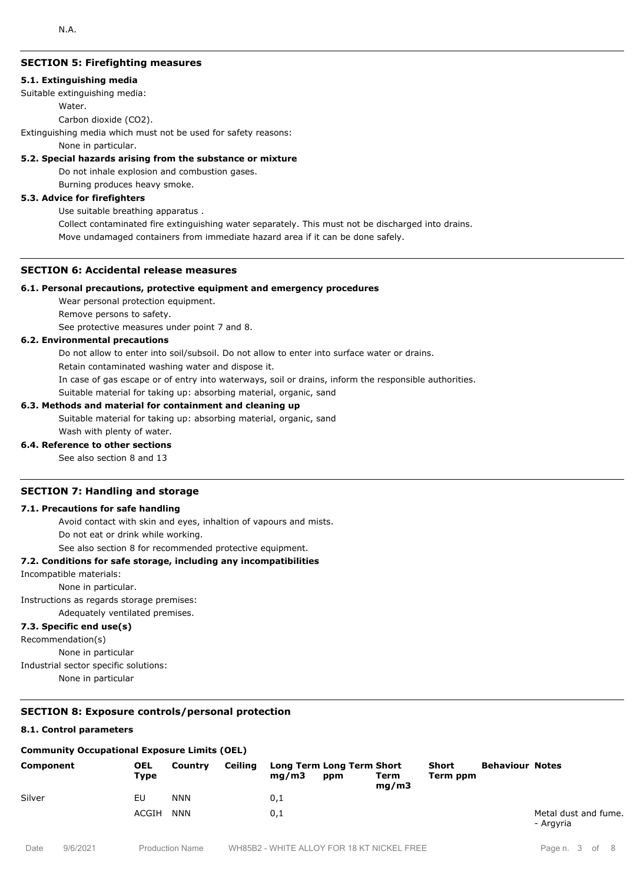N.A.

## SECTION 5: Firefighting measures

### 5.1. Extinguishing media

Suitable extinguishing media:

Water.

Carbon dioxide ($CO_2$).

Extinguishing media which must not be used for safety reasons:

None in particular.

### 5.2. Special hazards arising from the substance or mixture

Do not inhale explosion and combustion gases.

Burning produces heavy smoke.

### 5.3. Advice for firefighters

Use suitable breathing apparatus .

Collect contaminated fire extinguishing water separately. This must not be discharged into drains.

Move undamaged containers from immediate hazard area if it can be done safely.

## SECTION 6: Accidental release measures

### 6.1. Personal precautions, protective equipment and emergency procedures

Wear personal protection equipment.

Remove persons to safety.

See protective measures under point 7 and 8.

### 6.2. Environmental precautions

Do not allow to enter into soil/subsoil. Do not allow to enter into surface water or drains.

Retain contaminated washing water and dispose it.

In case of gas escape or of entry into waterways, soil or drains, inform the responsible authorities.

Suitable material for taking up: absorbing material, organic, sand

### 6.3. Methods and material for containment and cleaning up

Suitable material for taking up: absorbing material, organic, sand

Wash with plenty of water.

### 6.4. Reference to other sections

See also section 8 and 13

## SECTION 7: Handling and storage

### 7.1. Precautions for safe handling

Avoid contact with skin and eyes, inhaltion of vapours and mists.

Do not eat or drink while working.

See also section 8 for recommended protective equipment.

### 7.2. Conditions for safe storage, including any incompatibilities

Incompatible materials:

None in particular.

Instructions as regards storage premises:

Adequately ventilated premises.

### 7.3. Specific end use(s)

Recommendation(s)

None in particular

Industrial sector specific solutions:

None in particular

## SECTION 8: Exposure controls/personal protection

### 8.1. Control parameters

**Community Occupational Exposure Limits (OEL)**

| Component | OEL Type | Country | Ceiling | Long Term mg/m3 | Long Term ppm | Short Term mg/m3 | Short Term ppm | Behaviour | Notes |
|---|---|---|---|---|---|---|---|---|---|
| Silver | EU | NNN | | 0,1 | | | | | |
| | ACGIH | NNN | | 0,1 | | | | | Metal dust and fume. - Argyria |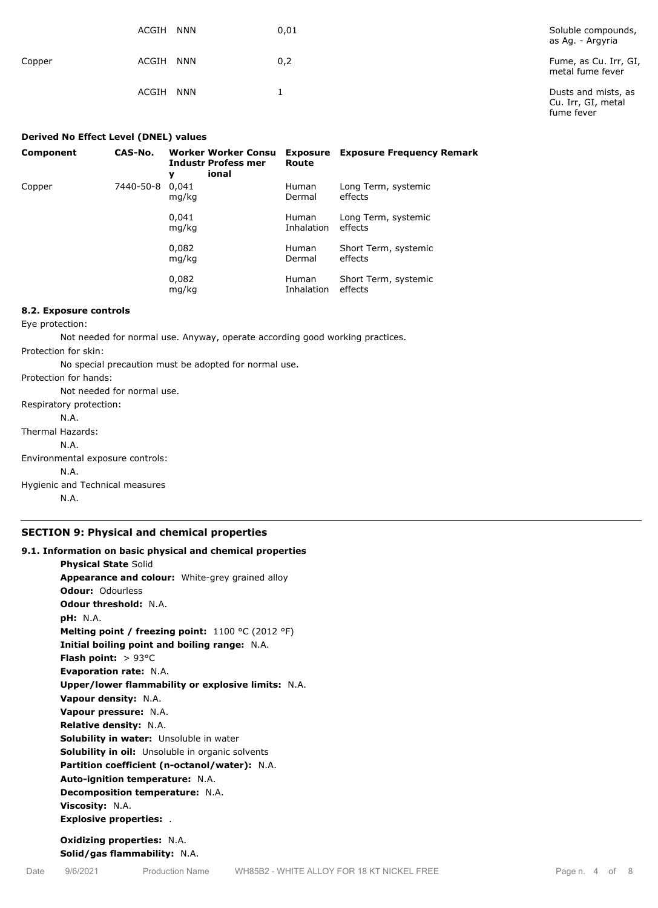| | ACGIH | NNN | 0,01 | Soluble compounds, as Ag. - Argyria |
|---|---|---|---|---|
| Copper | ACGIH | NNN | 0,2 | Fume, as Cu. Irr, GI, metal fume fever |
| | ACGIH | NNN | 1 | Dusts and mists, as Cu. Irr, GI, metal fume fever |

**Derived No Effect Level (DNEL) values**

| Component | CAS-No. | Worker Industry | Worker Professional | Consumer | Exposure Route | Exposure Frequency | Remark |
|---|---|---|---|---|---|---|---|
| Copper | 7440-50-8 | 0,041 mg/kg | | | Human Dermal | Long Term, systemic effects | |
| | | 0,041 mg/kg | | | Human Inhalation | Long Term, systemic effects | |
| | | 0,082 mg/kg | | | Human Dermal | Short Term, systemic effects | |
| | | 0,082 mg/kg | | | Human Inhalation | Short Term, systemic effects | |

**8.2. Exposure controls**

Eye protection:

Not needed for normal use. Anyway, operate according good working practices.

Protection for skin:

No special precaution must be adopted for normal use.

Protection for hands:

Not needed for normal use.

Respiratory protection:

N.A.

Thermal Hazards:

N.A.

Environmental exposure controls:

N.A.

Hygienic and Technical measures

N.A.

---

## SECTION 9: Physical and chemical properties

**9.1. Information on basic physical and chemical properties**

**Physical State** Solid
**Appearance and colour:** White-grey grained alloy
**Odour:** Odourless
**Odour threshold:** N.A.
**pH:** N.A.
**Melting point / freezing point:** 1100 °C (2012 °F)
**Initial boiling point and boiling range:** N.A.
**Flash point:** > 93°C
**Evaporation rate:** N.A.
**Upper/lower flammability or explosive limits:** N.A.
**Vapour density:** N.A.
**Vapour pressure:** N.A.
**Relative density:** N.A.
**Solubility in water:** Unsoluble in water
**Solubility in oil:** Unsoluble in organic solvents
**Partition coefficient (n-octanol/water):** N.A.
**Auto-ignition temperature:** N.A.
**Decomposition temperature:** N.A.
**Viscosity:** N.A.
**Explosive properties:** .

**Oxidizing properties:** N.A.
**Solid/gas flammability:** N.A.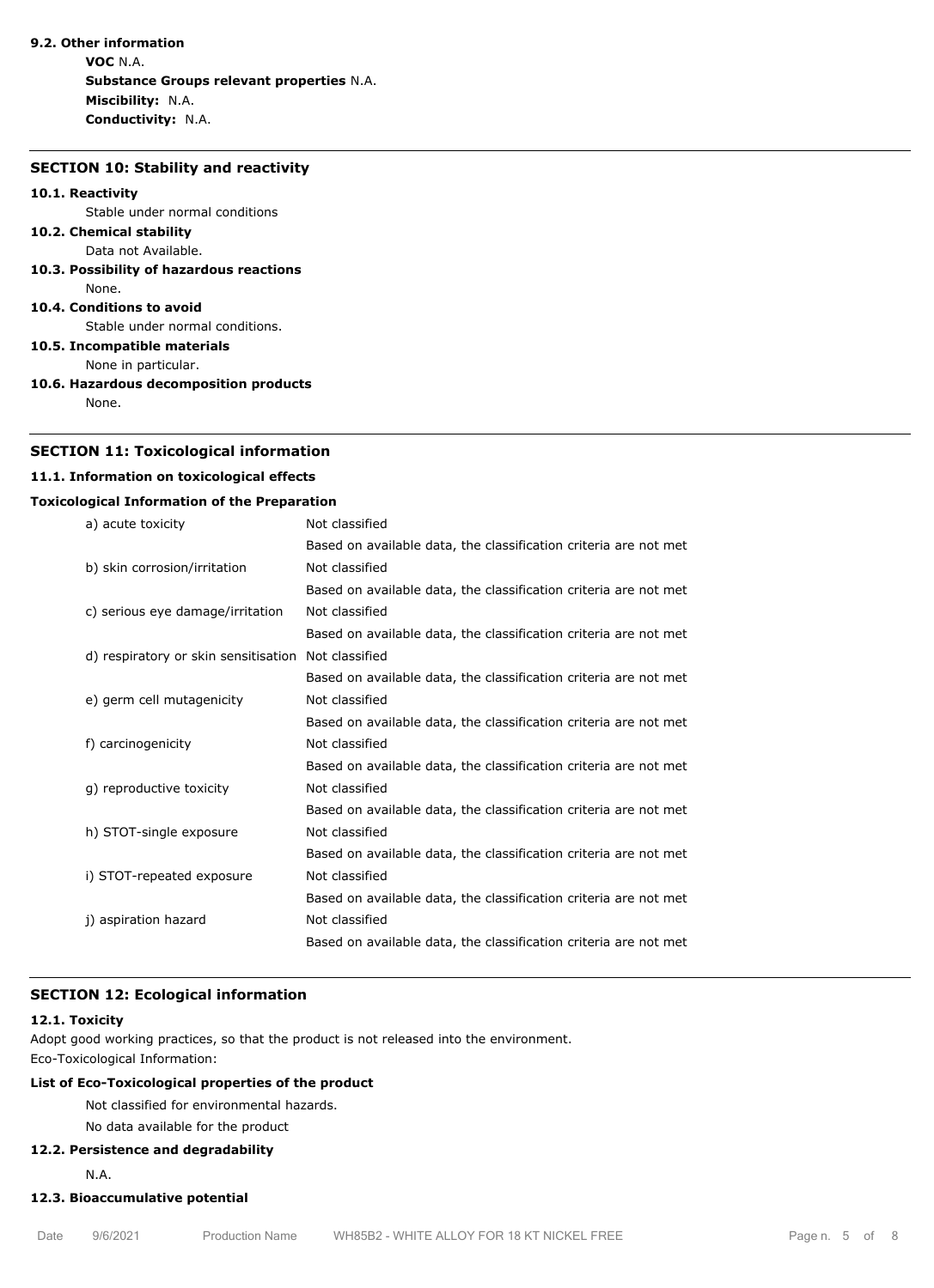**9.2. Other information**

**VOC** N.A.
**Substance Groups relevant properties** N.A.
**Miscibility:** N.A.
**Conductivity:** N.A.

## SECTION 10: Stability and reactivity

**10.1. Reactivity**

Stable under normal conditions

**10.2. Chemical stability**

Data not Available.

**10.3. Possibility of hazardous reactions**

None.

**10.4. Conditions to avoid**

Stable under normal conditions.

**10.5. Incompatible materials**

None in particular.

**10.6. Hazardous decomposition products**

None.

## SECTION 11: Toxicological information

**11.1. Information on toxicological effects**

**Toxicological Information of the Preparation**

| | |
|---|---|
| a) acute toxicity | Not classified<br>Based on available data, the classification criteria are not met |
| b) skin corrosion/irritation | Not classified<br>Based on available data, the classification criteria are not met |
| c) serious eye damage/irritation | Not classified<br>Based on available data, the classification criteria are not met |
| d) respiratory or skin sensitisation | Not classified<br>Based on available data, the classification criteria are not met |
| e) germ cell mutagenicity | Not classified<br>Based on available data, the classification criteria are not met |
| f) carcinogenicity | Not classified<br>Based on available data, the classification criteria are not met |
| g) reproductive toxicity | Not classified<br>Based on available data, the classification criteria are not met |
| h) STOT-single exposure | Not classified<br>Based on available data, the classification criteria are not met |
| i) STOT-repeated exposure | Not classified<br>Based on available data, the classification criteria are not met |
| j) aspiration hazard | Not classified<br>Based on available data, the classification criteria are not met |

## SECTION 12: Ecological information

**12.1. Toxicity**

Adopt good working practices, so that the product is not released into the environment.
Eco-Toxicological Information:

**List of Eco-Toxicological properties of the product**

Not classified for environmental hazards.
No data available for the product

**12.2. Persistence and degradability**

N.A.

**12.3. Bioaccumulative potential**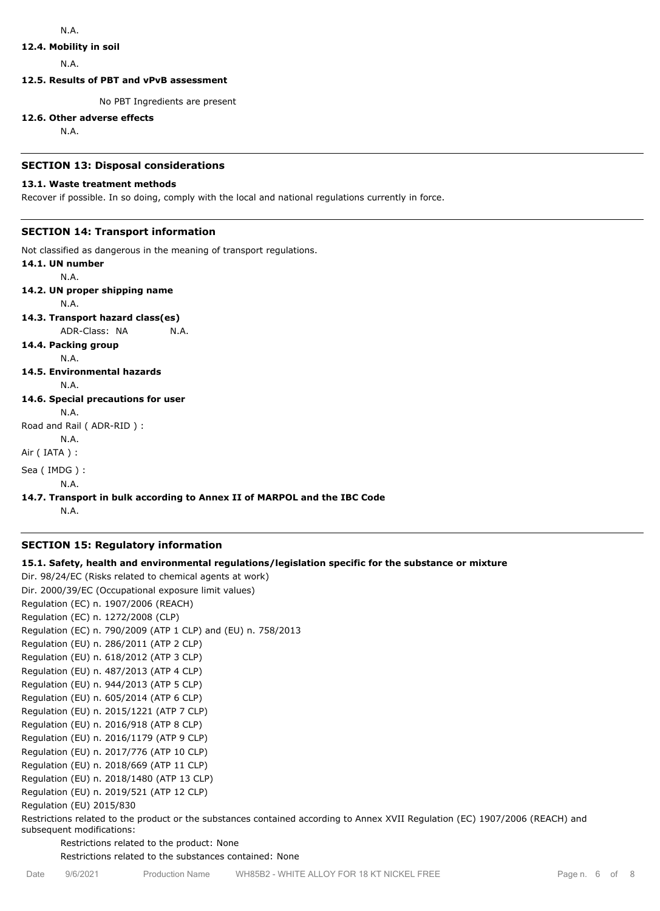N.A.

**12.4. Mobility in soil**

N.A.

**12.5. Results of PBT and vPvB assessment**

No PBT Ingredients are present

**12.6. Other adverse effects**

N.A.

## SECTION 13: Disposal considerations

**13.1. Waste treatment methods**

Recover if possible. In so doing, comply with the local and national regulations currently in force.

## SECTION 14: Transport information

Not classified as dangerous in the meaning of transport regulations.

**14.1. UN number**

N.A.

**14.2. UN proper shipping name**

N.A.

**14.3. Transport hazard class(es)**

ADR-Class: NA N.A.

**14.4. Packing group**

N.A.

**14.5. Environmental hazards**

N.A.

**14.6. Special precautions for user**

N.A.

Road and Rail ( ADR-RID ) :

N.A.

Air ( IATA ) :

Sea ( IMDG ) :

N.A.

**14.7. Transport in bulk according to Annex II of MARPOL and the IBC Code**

N.A.

## SECTION 15: Regulatory information

**15.1. Safety, health and environmental regulations/legislation specific for the substance or mixture**

Dir. 98/24/EC (Risks related to chemical agents at work)
Dir. 2000/39/EC (Occupational exposure limit values)
Regulation (EC) n. 1907/2006 (REACH)
Regulation (EC) n. 1272/2008 (CLP)
Regulation (EC) n. 790/2009 (ATP 1 CLP) and (EU) n. 758/2013
Regulation (EU) n. 286/2011 (ATP 2 CLP)
Regulation (EU) n. 618/2012 (ATP 3 CLP)
Regulation (EU) n. 487/2013 (ATP 4 CLP)
Regulation (EU) n. 944/2013 (ATP 5 CLP)
Regulation (EU) n. 605/2014 (ATP 6 CLP)
Regulation (EU) n. 2015/1221 (ATP 7 CLP)
Regulation (EU) n. 2016/918 (ATP 8 CLP)
Regulation (EU) n. 2016/1179 (ATP 9 CLP)
Regulation (EU) n. 2017/776 (ATP 10 CLP)
Regulation (EU) n. 2018/669 (ATP 11 CLP)
Regulation (EU) n. 2018/1480 (ATP 13 CLP)
Regulation (EU) n. 2019/521 (ATP 12 CLP)
Regulation (EU) 2015/830

Restrictions related to the product or the substances contained according to Annex XVII Regulation (EC) 1907/2006 (REACH) and subsequent modifications:

Restrictions related to the product: None
Restrictions related to the substances contained: None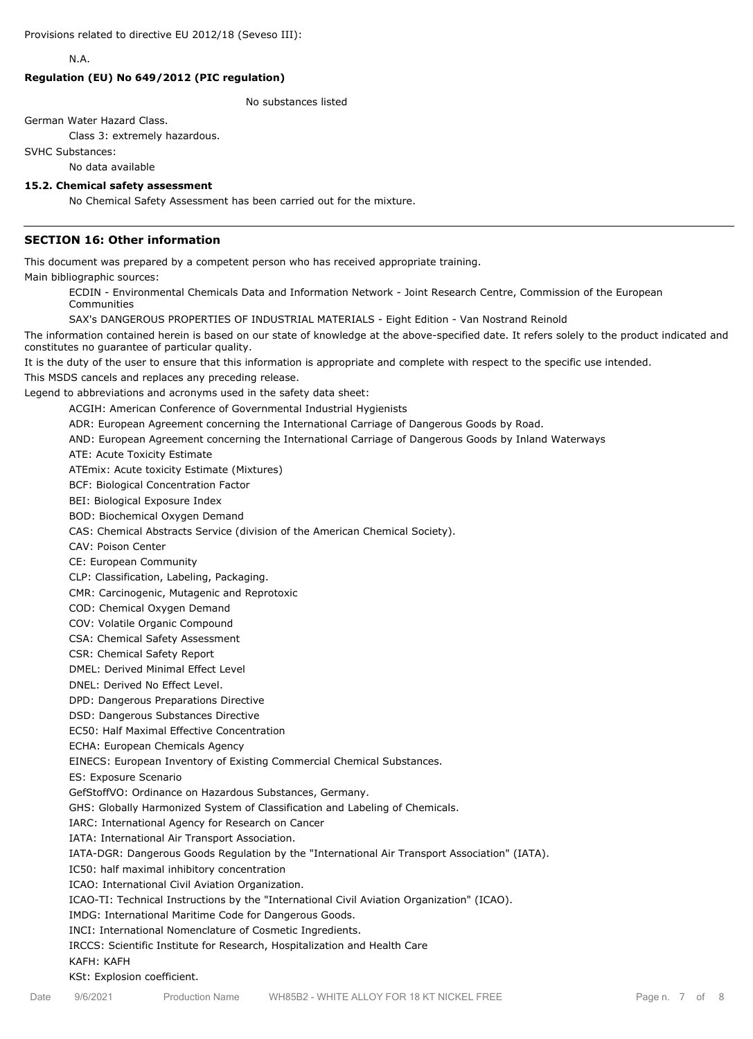Provisions related to directive EU 2012/18 (Seveso III):

N.A.

**Regulation (EU) No 649/2012 (PIC regulation)**

No substances listed

German Water Hazard Class.

Class 3: extremely hazardous.

SVHC Substances:

No data available

**15.2. Chemical safety assessment**

No Chemical Safety Assessment has been carried out for the mixture.

---

## SECTION 16: Other information

This document was prepared by a competent person who has received appropriate training.

Main bibliographic sources:

ECDIN - Environmental Chemicals Data and Information Network - Joint Research Centre, Commission of the European Communities

SAX's DANGEROUS PROPERTIES OF INDUSTRIAL MATERIALS - Eight Edition - Van Nostrand Reinold

The information contained herein is based on our state of knowledge at the above-specified date. It refers solely to the product indicated and constitutes no guarantee of particular quality.

It is the duty of the user to ensure that this information is appropriate and complete with respect to the specific use intended.

This MSDS cancels and replaces any preceding release.

Legend to abbreviations and acronyms used in the safety data sheet:

ACGIH: American Conference of Governmental Industrial Hygienists

ADR: European Agreement concerning the International Carriage of Dangerous Goods by Road.

AND: European Agreement concerning the International Carriage of Dangerous Goods by Inland Waterways

ATE: Acute Toxicity Estimate

ATEmix: Acute toxicity Estimate (Mixtures)

BCF: Biological Concentration Factor

BEI: Biological Exposure Index

BOD: Biochemical Oxygen Demand

CAS: Chemical Abstracts Service (division of the American Chemical Society).

CAV: Poison Center

CE: European Community

CLP: Classification, Labeling, Packaging.

CMR: Carcinogenic, Mutagenic and Reprotoxic

COD: Chemical Oxygen Demand

COV: Volatile Organic Compound

CSA: Chemical Safety Assessment

CSR: Chemical Safety Report

DMEL: Derived Minimal Effect Level

DNEL: Derived No Effect Level.

DPD: Dangerous Preparations Directive

DSD: Dangerous Substances Directive

EC50: Half Maximal Effective Concentration

ECHA: European Chemicals Agency

EINECS: European Inventory of Existing Commercial Chemical Substances.

ES: Exposure Scenario

GefStoffVO: Ordinance on Hazardous Substances, Germany.

GHS: Globally Harmonized System of Classification and Labeling of Chemicals.

IARC: International Agency for Research on Cancer

IATA: International Air Transport Association.

IATA-DGR: Dangerous Goods Regulation by the "International Air Transport Association" (IATA).

IC50: half maximal inhibitory concentration

ICAO: International Civil Aviation Organization.

ICAO-TI: Technical Instructions by the "International Civil Aviation Organization" (ICAO).

IMDG: International Maritime Code for Dangerous Goods.

INCI: International Nomenclature of Cosmetic Ingredients.

IRCCS: Scientific Institute for Research, Hospitalization and Health Care

KAFH: KAFH

KSt: Explosion coefficient.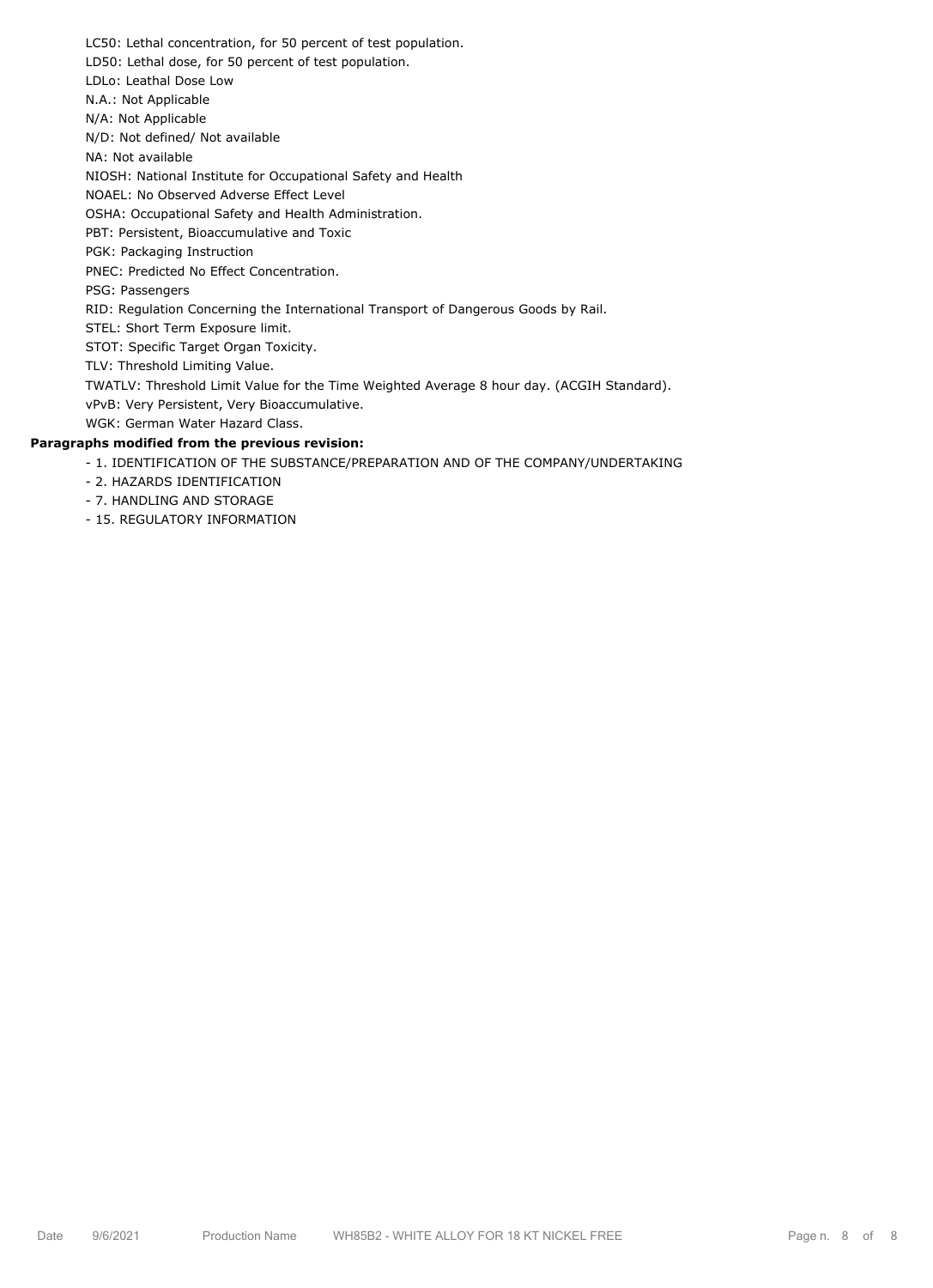LC50: Lethal concentration, for 50 percent of test population.

LD50: Lethal dose, for 50 percent of test population.

LDLo: Leathal Dose Low

N.A.: Not Applicable

N/A: Not Applicable

N/D: Not defined/ Not available

NA: Not available

NIOSH: National Institute for Occupational Safety and Health

NOAEL: No Observed Adverse Effect Level

OSHA: Occupational Safety and Health Administration.

PBT: Persistent, Bioaccumulative and Toxic

PGK: Packaging Instruction

PNEC: Predicted No Effect Concentration.

PSG: Passengers

RID: Regulation Concerning the International Transport of Dangerous Goods by Rail.

STEL: Short Term Exposure limit.

STOT: Specific Target Organ Toxicity.

TLV: Threshold Limiting Value.

TWATLV: Threshold Limit Value for the Time Weighted Average 8 hour day. (ACGIH Standard).

vPvB: Very Persistent, Very Bioaccumulative.

WGK: German Water Hazard Class.

**Paragraphs modified from the previous revision:**

- 1. IDENTIFICATION OF THE SUBSTANCE/PREPARATION AND OF THE COMPANY/UNDERTAKING
- 2. HAZARDS IDENTIFICATION
- 7. HANDLING AND STORAGE
- 15. REGULATORY INFORMATION